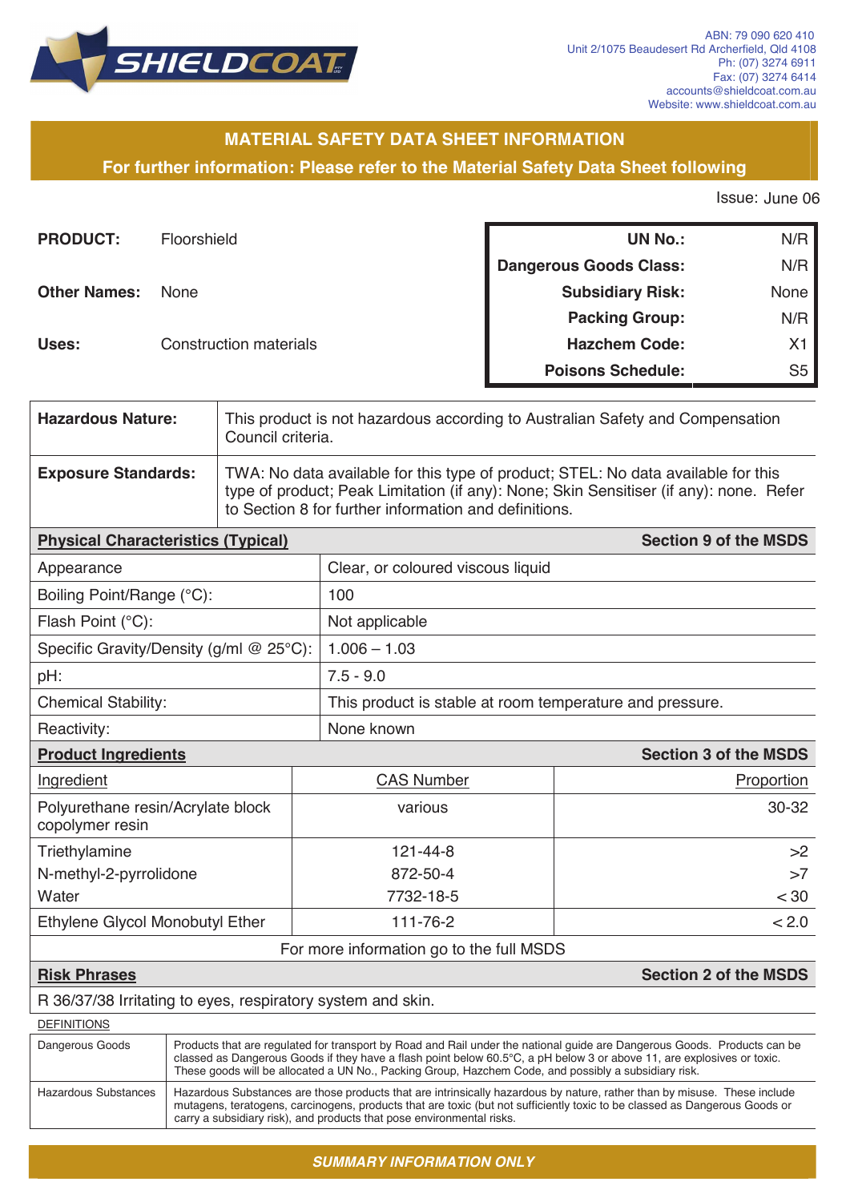SHIELDCOAT

ABN: 79 090 620 410
Unit 2/1075 Beaudesert Rd Archerfield, Qld 4108
Ph: (07) 3274 6911
Fax: (07) 3274 6414
accounts@shieldcoat.com.au
Website: www.shieldcoat.com.au

# MATERIAL SAFETY DATA SHEET INFORMATION

**For further information: Please refer to the Material Safety Data Sheet following**

Issue: June 06

**PRODUCT:** Floorshield

**Other Names:** None

**Uses:** Construction materials

| | |
|---|---|
| **UN No.:** | N/R |
| **Dangerous Goods Class:** | N/R |
| **Subsidiary Risk:** | None |
| **Packing Group:** | N/R |
| **Hazchem Code:** | X1 |
| **Poisons Schedule:** | S5 |

| | |
|---|---|
| **Hazardous Nature:** | This product is not hazardous according to Australian Safety and Compensation Council criteria. |
| **Exposure Standards:** | TWA: No data available for this type of product; STEL: No data available for this type of product; Peak Limitation (if any): None; Skin Sensitiser (if any): none. Refer to Section 8 for further information and definitions. |

| **Physical Characteristics (Typical)** | **Section 9 of the MSDS** |
|---|---|
| Appearance | Clear, or coloured viscous liquid |
| Boiling Point/Range (°C): | 100 |
| Flash Point (°C): | Not applicable |
| Specific Gravity/Density (g/ml @ 25°C): | 1.006 – 1.03 |
| pH: | 7.5 - 9.0 |
| Chemical Stability: | This product is stable at room temperature and pressure. |
| Reactivity: | None known |

**Product Ingredients** — **Section 3 of the MSDS**

| Ingredient | CAS Number | Proportion |
|---|---|---|
| Polyurethane resin/Acrylate block copolymer resin | various | 30-32 |
| Triethylamine | 121-44-8 | >2 |
| N-methyl-2-pyrrolidone | 872-50-4 | >7 |
| Water | 7732-18-5 | < 30 |
| Ethylene Glycol Monobutyl Ether | 111-76-2 | < 2.0 |

For more information go to the full MSDS

**Risk Phrases** — **Section 2 of the MSDS**

R 36/37/38 Irritating to eyes, respiratory system and skin.

DEFINITIONS

| | |
|---|---|
| Dangerous Goods | Products that are regulated for transport by Road and Rail under the national guide are Dangerous Goods. Products can be classed as Dangerous Goods if they have a flash point below 60.5°C, a pH below 3 or above 11, are explosives or toxic. These goods will be allocated a UN No., Packing Group, Hazchem Code, and possibly a subsidiary risk. |
| Hazardous Substances | Hazardous Substances are those products that are intrinsically hazardous by nature, rather than by misuse. These include mutagens, teratogens, carcinogens, products that are toxic (but not sufficiently toxic to be classed as Dangerous Goods or carry a subsidiary risk), and products that pose environmental risks. |

***SUMMARY INFORMATION ONLY***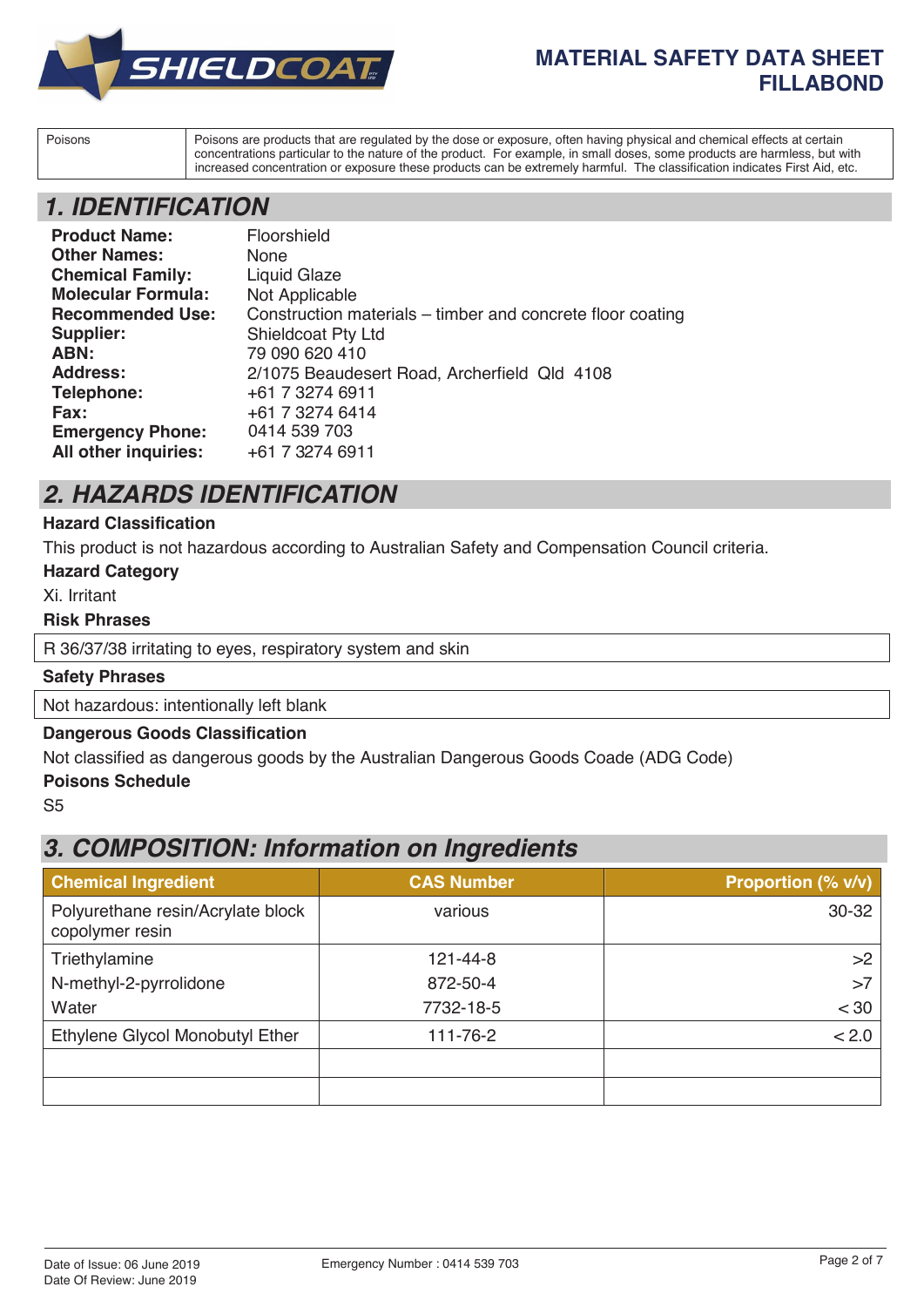| Poisons | Poisons are products that are regulated by the dose or exposure, often having physical and chemical effects at certain concentrations particular to the nature of the product. For example, in small doses, some products are harmless, but with increased concentration or exposure these products can be extremely harmful. The classification indicates First Aid, etc. |
|---|---|

## 1. IDENTIFICATION

| | |
|---|---|
| **Product Name:** | Floorshield |
| **Other Names:** | None |
| **Chemical Family:** | Liquid Glaze |
| **Molecular Formula:** | Not Applicable |
| **Recommended Use:** | Construction materials – timber and concrete floor coating |
| **Supplier:** | Shieldcoat Pty Ltd |
| **ABN:** | 79 090 620 410 |
| **Address:** | 2/1075 Beaudesert Road, Archerfield Qld 4108 |
| **Telephone:** | +61 7 3274 6911 |
| **Fax:** | +61 7 3274 6414 |
| **Emergency Phone:** | 0414 539 703 |
| **All other inquiries:** | +61 7 3274 6911 |

## 2. HAZARDS IDENTIFICATION

**Hazard Classification**

This product is not hazardous according to Australian Safety and Compensation Council criteria.

**Hazard Category**

Xi. Irritant

**Risk Phrases**

R 36/37/38 irritating to eyes, respiratory system and skin

**Safety Phrases**

Not hazardous: intentionally left blank

**Dangerous Goods Classification**

Not classified as dangerous goods by the Australian Dangerous Goods Coade (ADG Code)

**Poisons Schedule**

S5

## 3. COMPOSITION: Information on Ingredients

| Chemical Ingredient | CAS Number | Proportion (% v/v) |
|---|---|---|
| Polyurethane resin/Acrylate block copolymer resin | various | 30-32 |
| Triethylamine | 121-44-8 | >2 |
| N-methyl-2-pyrrolidone | 872-50-4 | >7 |
| Water | 7732-18-5 | < 30 |
| Ethylene Glycol Monobutyl Ether | 111-76-2 | < 2.0 |
| | | |
| | | |

Date of Issue: 06 June 2019
Date Of Review: June 2019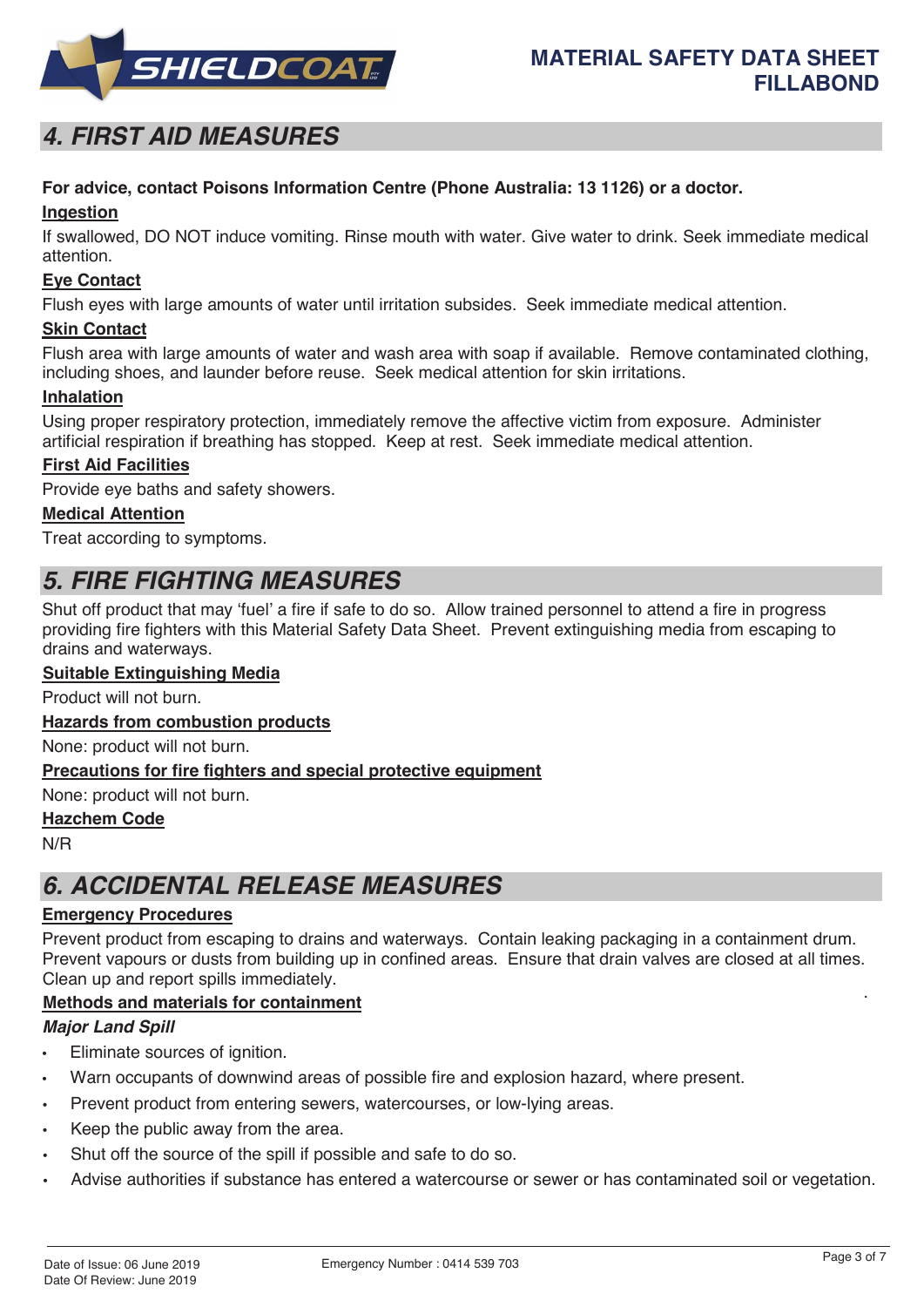## 4. FIRST AID MEASURES

**For advice, contact Poisons Information Centre (Phone Australia: 13 1126) or a doctor.**

### Ingestion

If swallowed, DO NOT induce vomiting. Rinse mouth with water. Give water to drink. Seek immediate medical attention.

### Eye Contact

Flush eyes with large amounts of water until irritation subsides. Seek immediate medical attention.

### Skin Contact

Flush area with large amounts of water and wash area with soap if available. Remove contaminated clothing, including shoes, and launder before reuse. Seek medical attention for skin irritations.

### Inhalation

Using proper respiratory protection, immediately remove the affective victim from exposure. Administer artificial respiration if breathing has stopped. Keep at rest. Seek immediate medical attention.

### First Aid Facilities

Provide eye baths and safety showers.

### Medical Attention

Treat according to symptoms.

## 5. FIRE FIGHTING MEASURES

Shut off product that may 'fuel' a fire if safe to do so. Allow trained personnel to attend a fire in progress providing fire fighters with this Material Safety Data Sheet. Prevent extinguishing media from escaping to drains and waterways.

### Suitable Extinguishing Media

Product will not burn.

### Hazards from combustion products

None: product will not burn.

### Precautions for fire fighters and special protective equipment

None: product will not burn.

### Hazchem Code

N/R

## 6. ACCIDENTAL RELEASE MEASURES

### Emergency Procedures

Prevent product from escaping to drains and waterways. Contain leaking packaging in a containment drum. Prevent vapours or dusts from building up in confined areas. Ensure that drain valves are closed at all times. Clean up and report spills immediately.

### Methods and materials for containment

***Major Land Spill***

- Eliminate sources of ignition.
- Warn occupants of downwind areas of possible fire and explosion hazard, where present.
- Prevent product from entering sewers, watercourses, or low-lying areas.
- Keep the public away from the area.
- Shut off the source of the spill if possible and safe to do so.
- Advise authorities if substance has entered a watercourse or sewer or has contaminated soil or vegetation.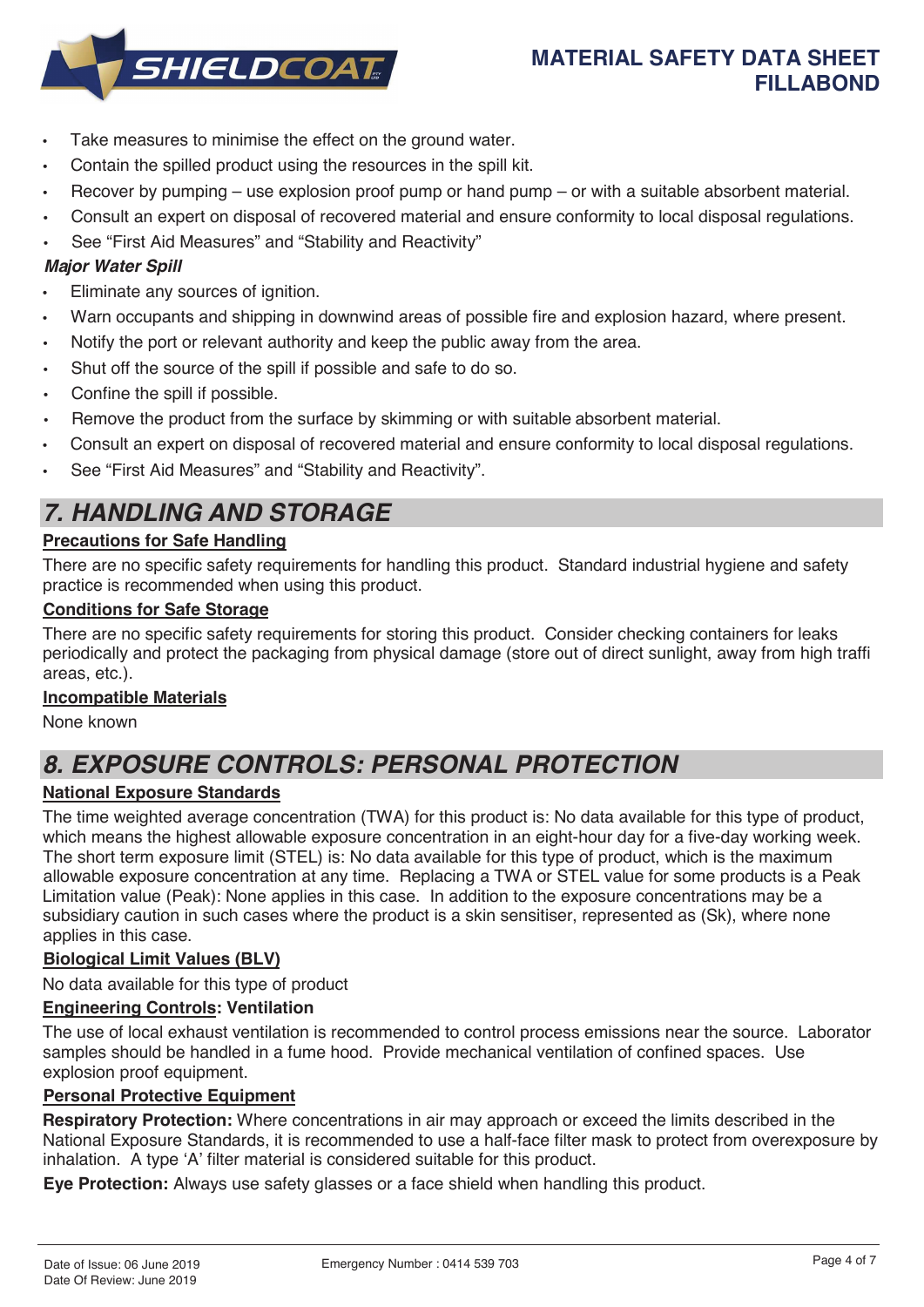- Take measures to minimise the effect on the ground water.
- Contain the spilled product using the resources in the spill kit.
- Recover by pumping – use explosion proof pump or hand pump – or with a suitable absorbent material.
- Consult an expert on disposal of recovered material and ensure conformity to local disposal regulations.
- See "First Aid Measures" and "Stability and Reactivity"

***Major Water Spill***

- Eliminate any sources of ignition.
- Warn occupants and shipping in downwind areas of possible fire and explosion hazard, where present.
- Notify the port or relevant authority and keep the public away from the area.
- Shut off the source of the spill if possible and safe to do so.
- Confine the spill if possible.
- Remove the product from the surface by skimming or with suitable absorbent material.
- Consult an expert on disposal of recovered material and ensure conformity to local disposal regulations.
- See "First Aid Measures" and "Stability and Reactivity".

## *7. HANDLING AND STORAGE*

**Precautions for Safe Handling**

There are no specific safety requirements for handling this product. Standard industrial hygiene and safety practice is recommended when using this product.

**Conditions for Safe Storage**

There are no specific safety requirements for storing this product. Consider checking containers for leaks periodically and protect the packaging from physical damage (store out of direct sunlight, away from high traffi areas, etc.).

**Incompatible Materials**

None known

## *8. EXPOSURE CONTROLS: PERSONAL PROTECTION*

**National Exposure Standards**

The time weighted average concentration (TWA) for this product is: No data available for this type of product, which means the highest allowable exposure concentration in an eight-hour day for a five-day working week. The short term exposure limit (STEL) is: No data available for this type of product, which is the maximum allowable exposure concentration at any time. Replacing a TWA or STEL value for some products is a Peak Limitation value (Peak): None applies in this case. In addition to the exposure concentrations may be a subsidiary caution in such cases where the product is a skin sensitiser, represented as (Sk), where none applies in this case.

**Biological Limit Values (BLV)**

No data available for this type of product

**Engineering Controls: Ventilation**

The use of local exhaust ventilation is recommended to control process emissions near the source. Laborator samples should be handled in a fume hood. Provide mechanical ventilation of confined spaces. Use explosion proof equipment.

**Personal Protective Equipment**

**Respiratory Protection:** Where concentrations in air may approach or exceed the limits described in the National Exposure Standards, it is recommended to use a half-face filter mask to protect from overexposure by inhalation. A type 'A' filter material is considered suitable for this product.

**Eye Protection:** Always use safety glasses or a face shield when handling this product.

Date of Issue: 06 June 2019
Date Of Review: June 2019
Emergency Number : 0414 539 703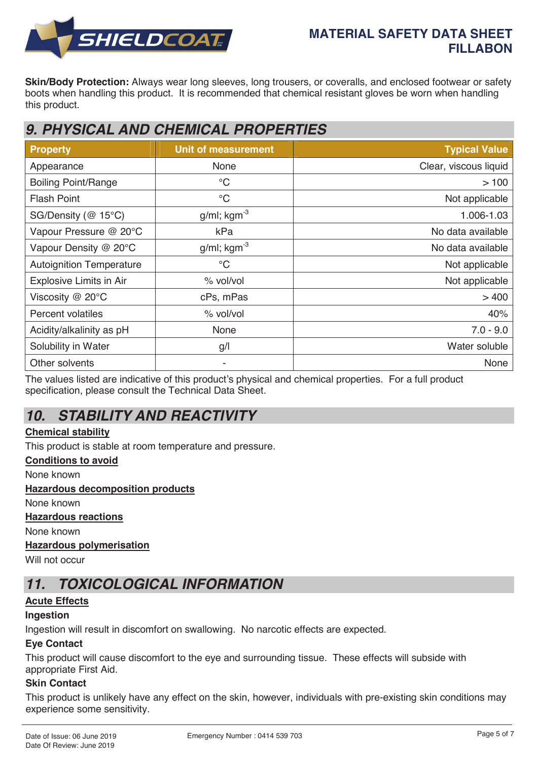**Skin/Body Protection:** Always wear long sleeves, long trousers, or coveralls, and enclosed footwear or safety boots when handling this product. It is recommended that chemical resistant gloves be worn when handling this product.

## *9. PHYSICAL AND CHEMICAL PROPERTIES*

| Property | Unit of measurement | Typical Value |
|---|---|---|
| Appearance | None | Clear, viscous liquid |
| Boiling Point/Range | °C | > 100 |
| Flash Point | °C | Not applicable |
| SG/Density (@ 15°C) | g/ml; $kgm^{-3}$ | 1.006-1.03 |
| Vapour Pressure @ 20°C | kPa | No data available |
| Vapour Density @ 20°C | g/ml; $kgm^{-3}$ | No data available |
| Autoignition Temperature | °C | Not applicable |
| Explosive Limits in Air | % vol/vol | Not applicable |
| Viscosity @ 20°C | cPs, mPas | > 400 |
| Percent volatiles | % vol/vol | 40% |
| Acidity/alkalinity as pH | None | 7.0 - 9.0 |
| Solubility in Water | g/l | Water soluble |
| Other solvents | - | None |

The values listed are indicative of this product's physical and chemical properties. For a full product specification, please consult the Technical Data Sheet.

## *10. STABILITY AND REACTIVITY*

**Chemical stability**

This product is stable at room temperature and pressure.

**Conditions to avoid**

None known

**Hazardous decomposition products**

None known

**Hazardous reactions**

None known

**Hazardous polymerisation**

Will not occur

## *11. TOXICOLOGICAL INFORMATION*

**Acute Effects**

**Ingestion**

Ingestion will result in discomfort on swallowing. No narcotic effects are expected.

**Eye Contact**

This product will cause discomfort to the eye and surrounding tissue. These effects will subside with appropriate First Aid.

**Skin Contact**

This product is unlikely have any effect on the skin, however, individuals with pre-existing skin conditions may experience some sensitivity.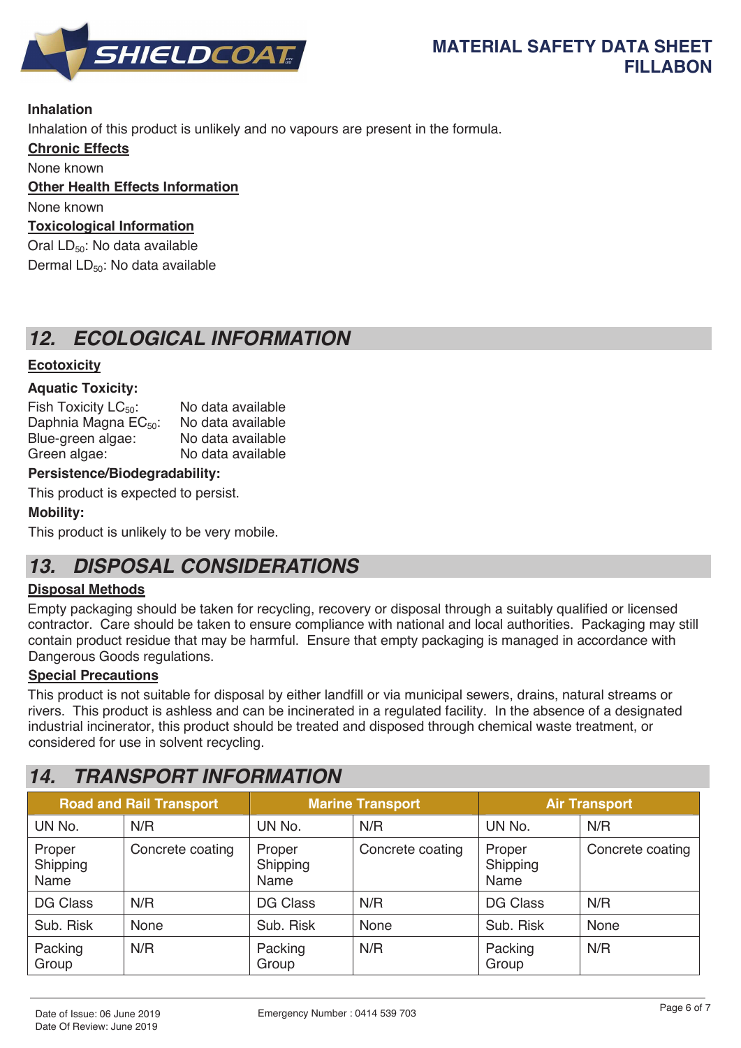**Inhalation**

Inhalation of this product is unlikely and no vapours are present in the formula.

**Chronic Effects**

None known

**Other Health Effects Information**

None known

**Toxicological Information**

Oral $LD_{50}$: No data available

Dermal $LD_{50}$: No data available

## 12. ECOLOGICAL INFORMATION

**Ecotoxicity**

**Aquatic Toxicity:**

| | |
|---|---|
| Fish Toxicity $LC_{50}$: | No data available |
| Daphnia Magna $EC_{50}$: | No data available |
| Blue-green algae: | No data available |
| Green algae: | No data available |

**Persistence/Biodegradability:**

This product is expected to persist.

**Mobility:**

This product is unlikely to be very mobile.

## 13. DISPOSAL CONSIDERATIONS

**Disposal Methods**

Empty packaging should be taken for recycling, recovery or disposal through a suitably qualified or licensed contractor. Care should be taken to ensure compliance with national and local authorities. Packaging may still contain product residue that may be harmful. Ensure that empty packaging is managed in accordance with Dangerous Goods regulations.

**Special Precautions**

This product is not suitable for disposal by either landfill or via municipal sewers, drains, natural streams or rivers. This product is ashless and can be incinerated in a regulated facility. In the absence of a designated industrial incinerator, this product should be treated and disposed through chemical waste treatment, or considered for use in solvent recycling.

## 14. TRANSPORT INFORMATION

| Road and Rail Transport | | Marine Transport | | Air Transport | |
|---|---|---|---|---|---|
| UN No. | N/R | UN No. | N/R | UN No. | N/R |
| Proper Shipping Name | Concrete coating | Proper Shipping Name | Concrete coating | Proper Shipping Name | Concrete coating |
| DG Class | N/R | DG Class | N/R | DG Class | N/R |
| Sub. Risk | None | Sub. Risk | None | Sub. Risk | None |
| Packing Group | N/R | Packing Group | N/R | Packing Group | N/R |

Date of Issue: 06 June 2019
Date Of Review: June 2019

Emergency Number : 0414 539 703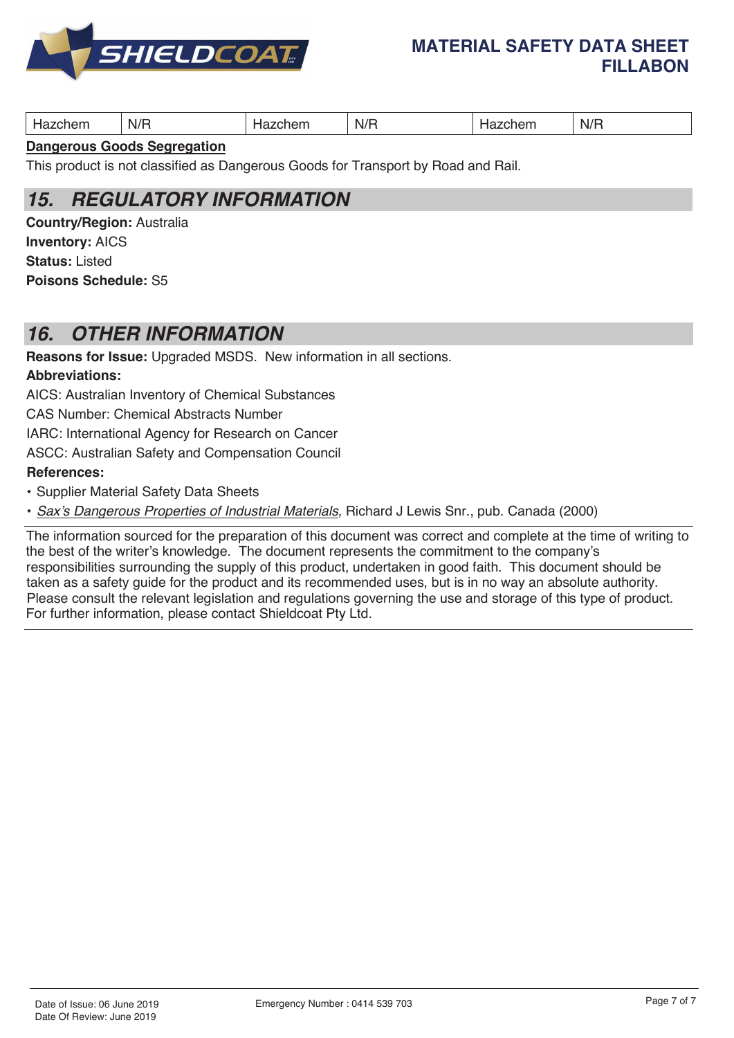| | | | | | |
|---|---|---|---|---|---|
| Hazchem | N/R | Hazchem | N/R | Hazchem | N/R |

**Dangerous Goods Segregation**

This product is not classified as Dangerous Goods for Transport by Road and Rail.

## 15. REGULATORY INFORMATION

**Country/Region:** Australia
**Inventory:** AICS
**Status:** Listed
**Poisons Schedule:** S5

## 16. OTHER INFORMATION

**Reasons for Issue:** Upgraded MSDS. New information in all sections.

**Abbreviations:**

AICS: Australian Inventory of Chemical Substances

CAS Number: Chemical Abstracts Number

IARC: International Agency for Research on Cancer

ASCC: Australian Safety and Compensation Council

**References:**

- Supplier Material Safety Data Sheets
- *Sax's Dangerous Properties of Industrial Materials,* Richard J Lewis Snr., pub. Canada (2000)

The information sourced for the preparation of this document was correct and complete at the time of writing to the best of the writer's knowledge. The document represents the commitment to the company's responsibilities surrounding the supply of this product, undertaken in good faith. This document should be taken as a safety guide for the product and its recommended uses, but is in no way an absolute authority. Please consult the relevant legislation and regulations governing the use and storage of this type of product. For further information, please contact Shieldcoat Pty Ltd.

Date of Issue: 06 June 2019
Date Of Review: June 2019
Emergency Number : 0414 539 703